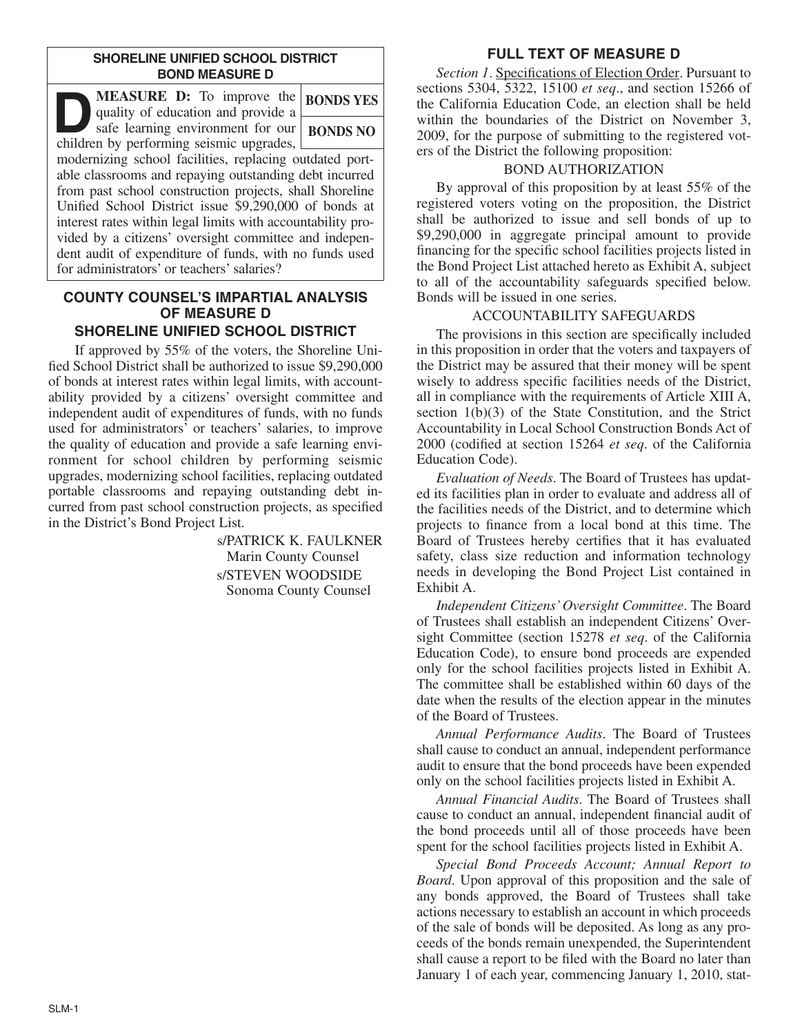## SHORELINE UNIFIED SCHOOL DISTRICT BOND MEASURE D

**MEASURE D:** To improve the quality of education and provide a safe learning environment for our children by performing seismic upgrades, modernizing school facilities, replacing outdated portable classrooms and repaying outstanding debt incurred from past school construction projects, shall Shoreline Unified School District issue $9,290,000 of bonds at interest rates within legal limits with accountability provided by a citizens' oversight committee and independent audit of expenditure of funds, with no funds used for administrators' or teachers' salaries?

| |
|---|
| **BONDS YES** |
| **BONDS NO** |

## COUNTY COUNSEL'S IMPARTIAL ANALYSIS OF MEASURE D SHORELINE UNIFIED SCHOOL DISTRICT

If approved by 55% of the voters, the Shoreline Unified School District shall be authorized to issue $9,290,000 of bonds at interest rates within legal limits, with accountability provided by a citizens' oversight committee and independent audit of expenditures of funds, with no funds used for administrators' or teachers' salaries, to improve the quality of education and provide a safe learning environment for school children by performing seismic upgrades, modernizing school facilities, replacing outdated portable classrooms and repaying outstanding debt incurred from past school construction projects, as specified in the District's Bond Project List.

s/PATRICK K. FAULKNER
Marin County Counsel

s/STEVEN WOODSIDE
Sonoma County Counsel

## FULL TEXT OF MEASURE D

*Section 1*. Specifications of Election Order. Pursuant to sections 5304, 5322, 15100 *et seq*., and section 15266 of the California Education Code, an election shall be held within the boundaries of the District on November 3, 2009, for the purpose of submitting to the registered voters of the District the following proposition:

BOND AUTHORIZATION

By approval of this proposition by at least 55% of the registered voters voting on the proposition, the District shall be authorized to issue and sell bonds of up to $9,290,000 in aggregate principal amount to provide financing for the specific school facilities projects listed in the Bond Project List attached hereto as Exhibit A, subject to all of the accountability safeguards specified below. Bonds will be issued in one series.

ACCOUNTABILITY SAFEGUARDS

The provisions in this section are specifically included in this proposition in order that the voters and taxpayers of the District may be assured that their money will be spent wisely to address specific facilities needs of the District, all in compliance with the requirements of Article XIII A, section 1(b)(3) of the State Constitution, and the Strict Accountability in Local School Construction Bonds Act of 2000 (codified at section 15264 *et seq*. of the California Education Code).

*Evaluation of Needs*. The Board of Trustees has updated its facilities plan in order to evaluate and address all of the facilities needs of the District, and to determine which projects to finance from a local bond at this time. The Board of Trustees hereby certifies that it has evaluated safety, class size reduction and information technology needs in developing the Bond Project List contained in Exhibit A.

*Independent Citizens' Oversight Committee*. The Board of Trustees shall establish an independent Citizens' Oversight Committee (section 15278 *et seq*. of the California Education Code), to ensure bond proceeds are expended only for the school facilities projects listed in Exhibit A. The committee shall be established within 60 days of the date when the results of the election appear in the minutes of the Board of Trustees.

*Annual Performance Audits*. The Board of Trustees shall cause to conduct an annual, independent performance audit to ensure that the bond proceeds have been expended only on the school facilities projects listed in Exhibit A.

*Annual Financial Audits*. The Board of Trustees shall cause to conduct an annual, independent financial audit of the bond proceeds until all of those proceeds have been spent for the school facilities projects listed in Exhibit A.

*Special Bond Proceeds Account; Annual Report to Board*. Upon approval of this proposition and the sale of any bonds approved, the Board of Trustees shall take actions necessary to establish an account in which proceeds of the sale of bonds will be deposited. As long as any proceeds of the bonds remain unexpended, the Superintendent shall cause a report to be filed with the Board no later than January 1 of each year, commencing January 1, 2010, stat-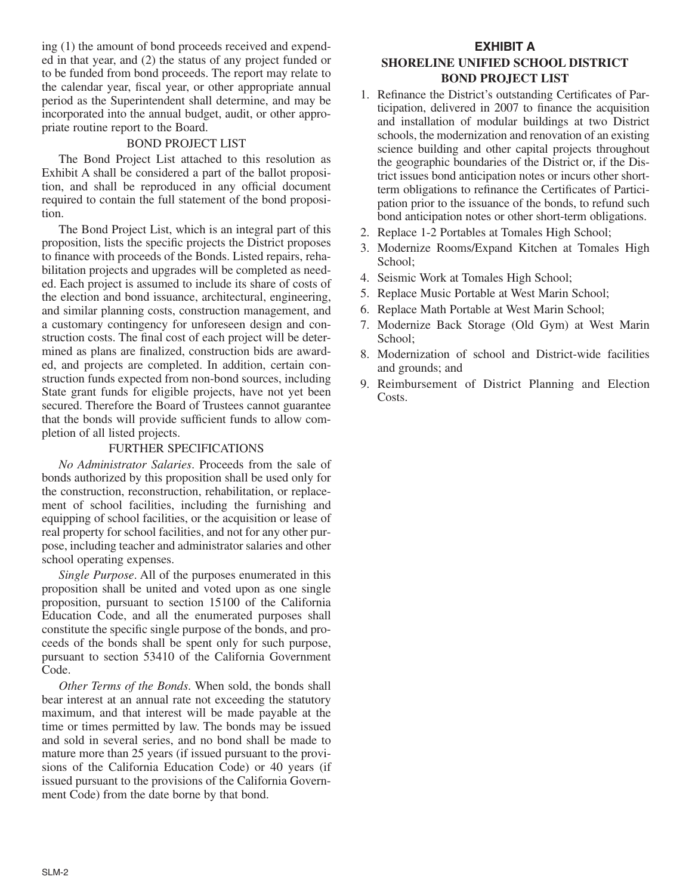ing (1) the amount of bond proceeds received and expended in that year, and (2) the status of any project funded or to be funded from bond proceeds. The report may relate to the calendar year, fiscal year, or other appropriate annual period as the Superintendent shall determine, and may be incorporated into the annual budget, audit, or other appropriate routine report to the Board.

BOND PROJECT LIST

The Bond Project List attached to this resolution as Exhibit A shall be considered a part of the ballot proposition, and shall be reproduced in any official document required to contain the full statement of the bond proposition.

The Bond Project List, which is an integral part of this proposition, lists the specific projects the District proposes to finance with proceeds of the Bonds. Listed repairs, rehabilitation projects and upgrades will be completed as needed. Each project is assumed to include its share of costs of the election and bond issuance, architectural, engineering, and similar planning costs, construction management, and a customary contingency for unforeseen design and construction costs. The final cost of each project will be determined as plans are finalized, construction bids are awarded, and projects are completed. In addition, certain construction funds expected from non-bond sources, including State grant funds for eligible projects, have not yet been secured. Therefore the Board of Trustees cannot guarantee that the bonds will provide sufficient funds to allow completion of all listed projects.

FURTHER SPECIFICATIONS

*No Administrator Salaries*. Proceeds from the sale of bonds authorized by this proposition shall be used only for the construction, reconstruction, rehabilitation, or replacement of school facilities, including the furnishing and equipping of school facilities, or the acquisition or lease of real property for school facilities, and not for any other purpose, including teacher and administrator salaries and other school operating expenses.

*Single Purpose*. All of the purposes enumerated in this proposition shall be united and voted upon as one single proposition, pursuant to section 15100 of the California Education Code, and all the enumerated purposes shall constitute the specific single purpose of the bonds, and proceeds of the bonds shall be spent only for such purpose, pursuant to section 53410 of the California Government Code.

*Other Terms of the Bonds*. When sold, the bonds shall bear interest at an annual rate not exceeding the statutory maximum, and that interest will be made payable at the time or times permitted by law. The bonds may be issued and sold in several series, and no bond shall be made to mature more than 25 years (if issued pursuant to the provisions of the California Education Code) or 40 years (if issued pursuant to the provisions of the California Government Code) from the date borne by that bond.

## EXHIBIT A

## SHORELINE UNIFIED SCHOOL DISTRICT BOND PROJECT LIST

1. Refinance the District's outstanding Certificates of Participation, delivered in 2007 to finance the acquisition and installation of modular buildings at two District schools, the modernization and renovation of an existing science building and other capital projects throughout the geographic boundaries of the District or, if the District issues bond anticipation notes or incurs other short-term obligations to refinance the Certificates of Participation prior to the issuance of the bonds, to refund such bond anticipation notes or other short-term obligations.
2. Replace 1-2 Portables at Tomales High School;
3. Modernize Rooms/Expand Kitchen at Tomales High School;
4. Seismic Work at Tomales High School;
5. Replace Music Portable at West Marin School;
6. Replace Math Portable at West Marin School;
7. Modernize Back Storage (Old Gym) at West Marin School;
8. Modernization of school and District-wide facilities and grounds; and
9. Reimbursement of District Planning and Election Costs.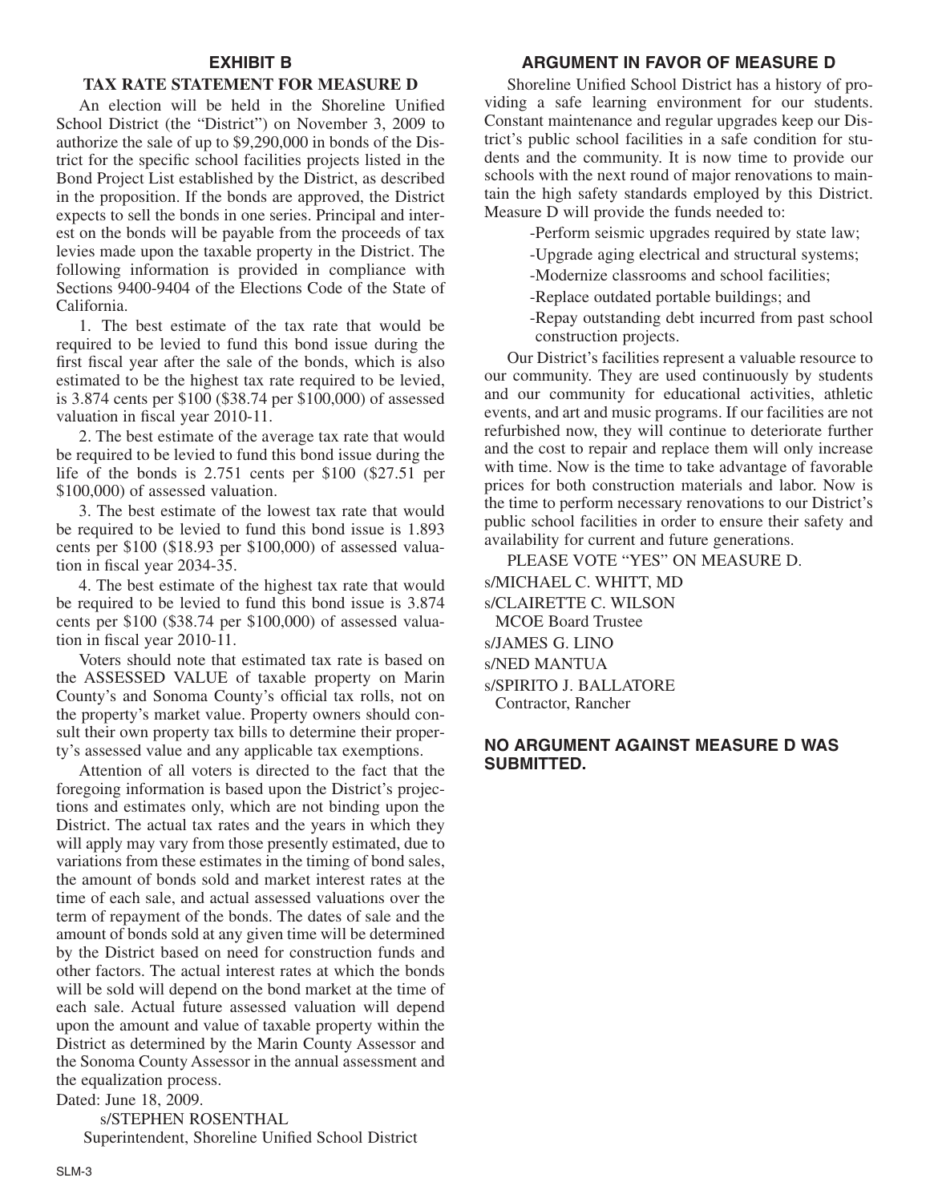## EXHIBIT B

### TAX RATE STATEMENT FOR MEASURE D

An election will be held in the Shoreline Unified School District (the "District") on November 3, 2009 to authorize the sale of up to $9,290,000 in bonds of the District for the specific school facilities projects listed in the Bond Project List established by the District, as described in the proposition. If the bonds are approved, the District expects to sell the bonds in one series. Principal and interest on the bonds will be payable from the proceeds of tax levies made upon the taxable property in the District. The following information is provided in compliance with Sections 9400-9404 of the Elections Code of the State of California.

1. The best estimate of the tax rate that would be required to be levied to fund this bond issue during the first fiscal year after the sale of the bonds, which is also estimated to be the highest tax rate required to be levied, is 3.874 cents per $100 ($38.74 per $100,000) of assessed valuation in fiscal year 2010-11.

2. The best estimate of the average tax rate that would be required to be levied to fund this bond issue during the life of the bonds is 2.751 cents per $100 ($27.51 per $100,000) of assessed valuation.

3. The best estimate of the lowest tax rate that would be required to be levied to fund this bond issue is 1.893 cents per $100 ($18.93 per $100,000) of assessed valuation in fiscal year 2034-35.

4. The best estimate of the highest tax rate that would be required to be levied to fund this bond issue is 3.874 cents per $100 ($38.74 per $100,000) of assessed valuation in fiscal year 2010-11.

Voters should note that estimated tax rate is based on the ASSESSED VALUE of taxable property on Marin County's and Sonoma County's official tax rolls, not on the property's market value. Property owners should consult their own property tax bills to determine their property's assessed value and any applicable tax exemptions.

Attention of all voters is directed to the fact that the foregoing information is based upon the District's projections and estimates only, which are not binding upon the District. The actual tax rates and the years in which they will apply may vary from those presently estimated, due to variations from these estimates in the timing of bond sales, the amount of bonds sold and market interest rates at the time of each sale, and actual assessed valuations over the term of repayment of the bonds. The dates of sale and the amount of bonds sold at any given time will be determined by the District based on need for construction funds and other factors. The actual interest rates at which the bonds will be sold will depend on the bond market at the time of each sale. Actual future assessed valuation will depend upon the amount and value of taxable property within the District as determined by the Marin County Assessor and the Sonoma County Assessor in the annual assessment and the equalization process.

Dated: June 18, 2009.

s/STEPHEN ROSENTHAL
Superintendent, Shoreline Unified School District

## ARGUMENT IN FAVOR OF MEASURE D

Shoreline Unified School District has a history of providing a safe learning environment for our students. Constant maintenance and regular upgrades keep our District's public school facilities in a safe condition for students and the community. It is now time to provide our schools with the next round of major renovations to maintain the high safety standards employed by this District. Measure D will provide the funds needed to:

- Perform seismic upgrades required by state law;
- Upgrade aging electrical and structural systems;
- Modernize classrooms and school facilities;
- Replace outdated portable buildings; and
- Repay outstanding debt incurred from past school construction projects.

Our District's facilities represent a valuable resource to our community. They are used continuously by students and our community for educational activities, athletic events, and art and music programs. If our facilities are not refurbished now, they will continue to deteriorate further and the cost to repair and replace them will only increase with time. Now is the time to take advantage of favorable prices for both construction materials and labor. Now is the time to perform necessary renovations to our District's public school facilities in order to ensure their safety and availability for current and future generations.

PLEASE VOTE "YES" ON MEASURE D.

s/MICHAEL C. WHITT, MD

s/CLAIRETTE C. WILSON
MCOE Board Trustee

s/JAMES G. LINO

s/NED MANTUA

s/SPIRITO J. BALLATORE
Contractor, Rancher

## NO ARGUMENT AGAINST MEASURE D WAS SUBMITTED.